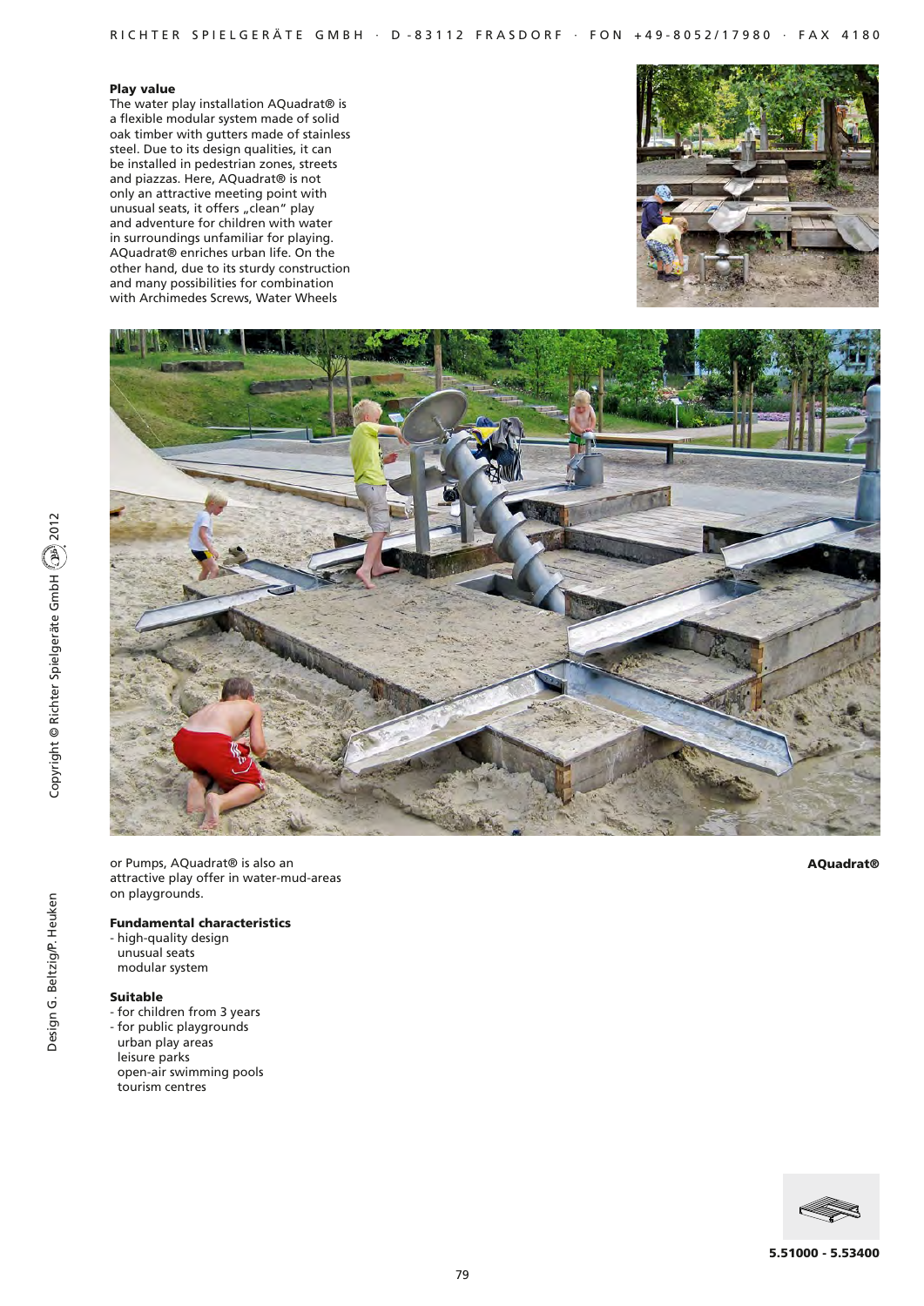**Play value**

The water play installation AQuadrat® is a flexible modular system made of solid oak timber with gutters made of stainless steel. Due to its design qualities, it can be installed in pedestrian zones, streets and piazzas. Here, AQuadrat® is not only an attractive meeting point with unusual seats, it offers „clean" play and adventure for children with water in surroundings unfamiliar for playing. AQuadrat® enriches urban life. On the other hand, due to its sturdy construction and many possibilities for combination with Archimedes Screws, Water Wheels or Pumps, AQuadrat® is also an attractive play offer in water-mud-areas on playgrounds.

**AQuadrat®**

**Fundamental characteristics**

- high-quality design
  unusual seats
  modular system

**Suitable**

- for children from 3 years
- for public playgrounds
  urban play areas
  leisure parks
  open-air swimming pools
  tourism centres

Copyright © Richter Spielgeräte GmbH 2012

Design G. Beltzig/P. Heuken

**5.51000 - 5.53400**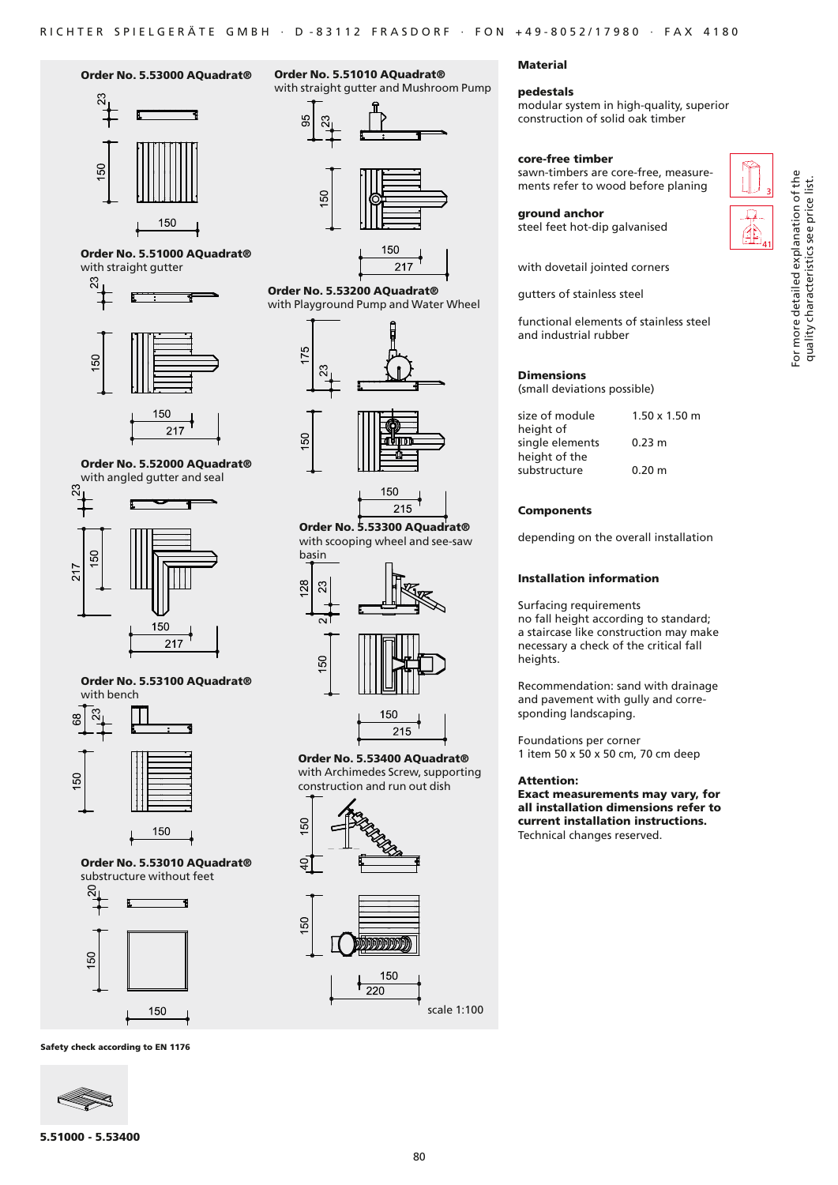**Order No. 5.53000 AQuadrat®**

23

150

150

**Order No. 5.51000 AQuadrat®**
with straight gutter

23

150

150

217

**Order No. 5.52000 AQuadrat®**
with angled gutter and seal

23

217

150

150

217

**Order No. 5.53100 AQuadrat®**
with bench

68

23

150

150

**Order No. 5.53010 AQuadrat®**
substructure without feet

20

150

150

**Order No. 5.51010 AQuadrat®**
with straight gutter and Mushroom Pump

95

23

150

150

217

**Order No. 5.53200 AQuadrat®**
with Playground Pump and Water Wheel

175

23

150

150

215

**Order No. 5.53300 AQuadrat®**
with scooping wheel and see-saw basin

128

23

2

150

150

215

**Order No. 5.53400 AQuadrat®**
with Archimedes Screw, supporting construction and run out dish

150

40

150

150

220

scale 1:100

**Safety check according to EN 1176**

**5.51000 - 5.53400**

**Material**

**pedestals**
modular system in high-quality, superior construction of solid oak timber

**core-free timber**
sawn-timbers are core-free, measurements refer to wood before planing

**ground anchor**
steel feet hot-dip galvanised

3

41

For more detailed explanation of the quality characteristics see price list.

with dovetail jointed corners

gutters of stainless steel

functional elements of stainless steel and industrial rubber

**Dimensions**
(small deviations possible)

| | |
|---|---|
| size of module | 1.50 x 1.50 m |
| height of single elements | 0.23 m |
| height of the substructure | 0.20 m |

**Components**

depending on the overall installation

**Installation information**

Surfacing requirements
no fall height according to standard; a staircase like construction may make necessary a check of the critical fall heights.

Recommendation: sand with drainage and pavement with gully and corresponding landscaping.

Foundations per corner
1 item 50 x 50 x 50 cm, 70 cm deep

**Attention:**
**Exact measurements may vary, for all installation dimensions refer to current installation instructions.**
Technical changes reserved.